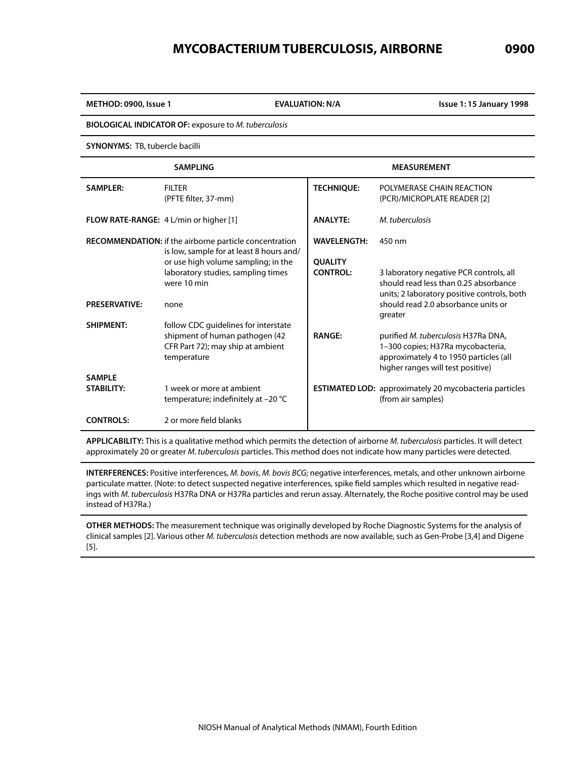# MYCOBACTERIUM TUBERCULOSIS, AIRBORNE 0900

| METHOD: 0900, Issue 1 | EVALUATION: N/A | Issue 1: 15 January 1998 |
|---|---|---|

**BIOLOGICAL INDICATOR OF:** exposure to *M. tuberculosis*

**SYNONYMS:** TB, tubercle bacilli

| SAMPLING | | MEASUREMENT | |
|---|---|---|---|
| **SAMPLER:** | FILTER (PFTE filter, 37-mm) | **TECHNIQUE:** | POLYMERASE CHAIN REACTION (PCR)/MICROPLATE READER [2] |
| **FLOW RATE-RANGE:** | 4 L/min or higher [1] | **ANALYTE:** | *M. tuberculosis* |
| **RECOMMENDATION:** | if the airborne particle concentration is low, sample for at least 8 hours and/or use high volume sampling; in the laboratory studies, sampling times were 10 min | **WAVELENGTH:** | 450 nm |
| **PRESERVATIVE:** | none | **QUALITY CONTROL:** | 3 laboratory negative PCR controls, all should read less than 0.25 absorbance units; 2 laboratory positive controls, both should read 2.0 absorbance units or greater |
| **SHIPMENT:** | follow CDC guidelines for interstate shipment of human pathogen (42 CFR Part 72); may ship at ambient temperature | **RANGE:** | purified *M. tuberculosis* H37Ra DNA, 1–300 copies; H37Ra mycobacteria, approximately 4 to 1950 particles (all higher ranges will test positive) |
| **SAMPLE STABILITY:** | 1 week or more at ambient temperature; indefinitely at −20 °C | **ESTIMATED LOD:** | approximately 20 mycobacteria particles (from air samples) |
| **CONTROLS:** | 2 or more field blanks | | |

**APPLICABILITY:** This is a qualitative method which permits the detection of airborne *M. tuberculosis* particles. It will detect approximately 20 or greater *M. tuberculosis* particles. This method does not indicate how many particles were detected.

**INTERFERENCES:** Positive interferences, *M. bovis*, *M. bovis BCG*; negative interferences, metals, and other unknown airborne particulate matter. (Note: to detect suspected negative interferences, spike field samples which resulted in negative readings with *M. tuberculosis* H37Ra DNA or H37Ra particles and rerun assay. Alternately, the Roche positive control may be used instead of H37Ra.)

**OTHER METHODS:** The measurement technique was originally developed by Roche Diagnostic Systems for the analysis of clinical samples [2]. Various other *M. tuberculosis* detection methods are now available, such as Gen-Probe [3,4] and Digene [5].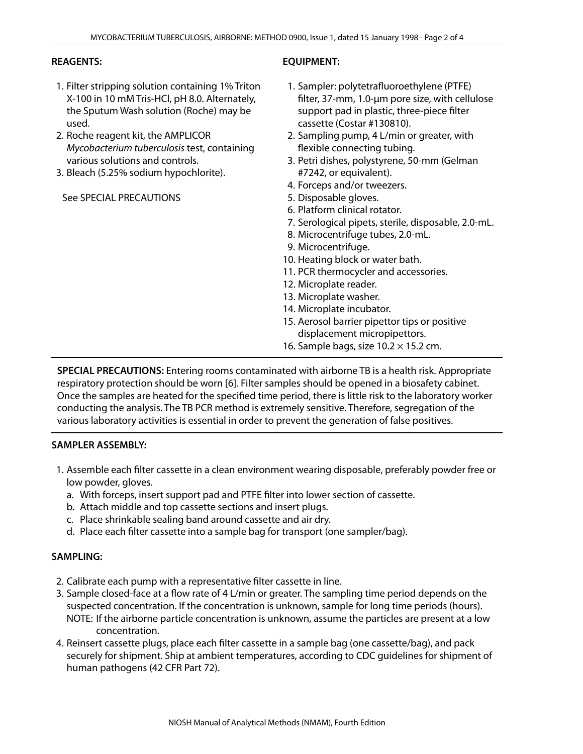**REAGENTS:**

1. Filter stripping solution containing 1% Triton X-100 in 10 mM Tris-HCl, pH 8.0. Alternately, the Sputum Wash solution (Roche) may be used.
2. Roche reagent kit, the AMPLICOR *Mycobacterium tuberculosis* test, containing various solutions and controls.
3. Bleach (5.25% sodium hypochlorite).

See SPECIAL PRECAUTIONS

**EQUIPMENT:**

1. Sampler: polytetrafluoroethylene (PTFE) filter, 37-mm, 1.0-µm pore size, with cellulose support pad in plastic, three-piece filter cassette (Costar #130810).
2. Sampling pump, 4 L/min or greater, with flexible connecting tubing.
3. Petri dishes, polystyrene, 50-mm (Gelman #7242, or equivalent).
4. Forceps and/or tweezers.
5. Disposable gloves.
6. Platform clinical rotator.
7. Serological pipets, sterile, disposable, 2.0-mL.
8. Microcentrifuge tubes, 2.0-mL.
9. Microcentrifuge.
10. Heating block or water bath.
11. PCR thermocycler and accessories.
12. Microplate reader.
13. Microplate washer.
14. Microplate incubator.
15. Aerosol barrier pipettor tips or positive displacement micropipettors.
16. Sample bags, size $10.2 \times 15.2$ cm.

---

**SPECIAL PRECAUTIONS:** Entering rooms contaminated with airborne TB is a health risk. Appropriate respiratory protection should be worn [6]. Filter samples should be opened in a biosafety cabinet. Once the samples are heated for the specified time period, there is little risk to the laboratory worker conducting the analysis. The TB PCR method is extremely sensitive. Therefore, segregation of the various laboratory activities is essential in order to prevent the generation of false positives.

---

**SAMPLER ASSEMBLY:**

1. Assemble each filter cassette in a clean environment wearing disposable, preferably powder free or low powder, gloves.
   a. With forceps, insert support pad and PTFE filter into lower section of cassette.
   b. Attach middle and top cassette sections and insert plugs.
   c. Place shrinkable sealing band around cassette and air dry.
   d. Place each filter cassette into a sample bag for transport (one sampler/bag).

**SAMPLING:**

2. Calibrate each pump with a representative filter cassette in line.
3. Sample closed-face at a flow rate of 4 L/min or greater. The sampling time period depends on the suspected concentration. If the concentration is unknown, sample for long time periods (hours).
   NOTE: If the airborne particle concentration is unknown, assume the particles are present at a low concentration.
4. Reinsert cassette plugs, place each filter cassette in a sample bag (one cassette/bag), and pack securely for shipment. Ship at ambient temperatures, according to CDC guidelines for shipment of human pathogens (42 CFR Part 72).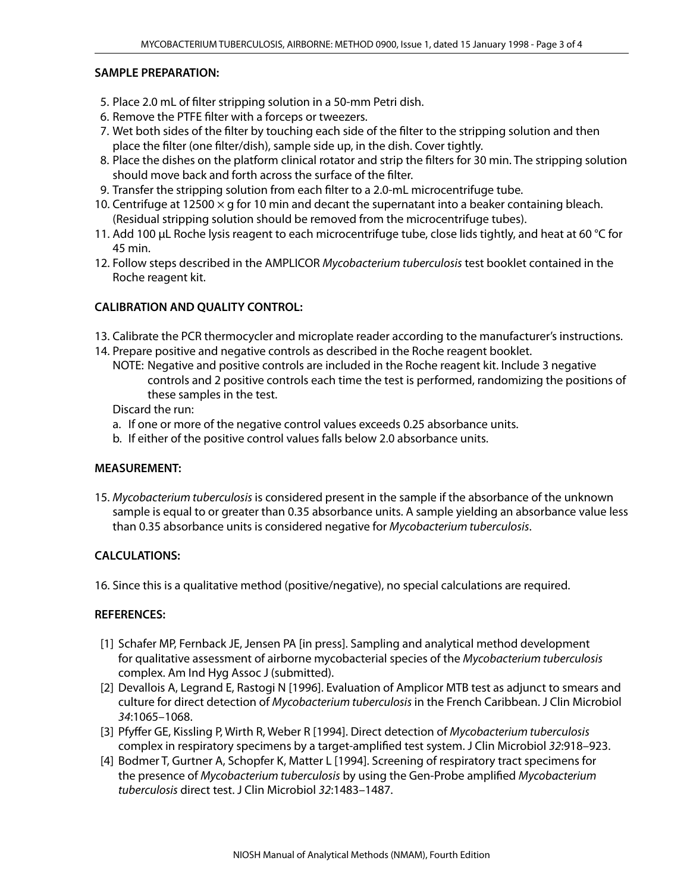## SAMPLE PREPARATION:

5. Place 2.0 mL of filter stripping solution in a 50-mm Petri dish.
6. Remove the PTFE filter with a forceps or tweezers.
7. Wet both sides of the filter by touching each side of the filter to the stripping solution and then place the filter (one filter/dish), sample side up, in the dish. Cover tightly.
8. Place the dishes on the platform clinical rotator and strip the filters for 30 min. The stripping solution should move back and forth across the surface of the filter.
9. Transfer the stripping solution from each filter to a 2.0-mL microcentrifuge tube.
10. Centrifuge at 12500 × g for 10 min and decant the supernatant into a beaker containing bleach. (Residual stripping solution should be removed from the microcentrifuge tubes).
11. Add 100 µL Roche lysis reagent to each microcentrifuge tube, close lids tightly, and heat at 60 °C for 45 min.
12. Follow steps described in the AMPLICOR *Mycobacterium tuberculosis* test booklet contained in the Roche reagent kit.

## CALIBRATION AND QUALITY CONTROL:

13. Calibrate the PCR thermocycler and microplate reader according to the manufacturer's instructions.
14. Prepare positive and negative controls as described in the Roche reagent booklet.

    NOTE: Negative and positive controls are included in the Roche reagent kit. Include 3 negative controls and 2 positive controls each time the test is performed, randomizing the positions of these samples in the test.

    Discard the run:

    a. If one or more of the negative control values exceeds 0.25 absorbance units.
    b. If either of the positive control values falls below 2.0 absorbance units.

## MEASUREMENT:

15. *Mycobacterium tuberculosis* is considered present in the sample if the absorbance of the unknown sample is equal to or greater than 0.35 absorbance units. A sample yielding an absorbance value less than 0.35 absorbance units is considered negative for *Mycobacterium tuberculosis*.

## CALCULATIONS:

16. Since this is a qualitative method (positive/negative), no special calculations are required.

## REFERENCES:

[1] Schafer MP, Fernback JE, Jensen PA [in press]. Sampling and analytical method development for qualitative assessment of airborne mycobacterial species of the *Mycobacterium tuberculosis* complex. Am Ind Hyg Assoc J (submitted).

[2] Devallois A, Legrand E, Rastogi N [1996]. Evaluation of Amplicor MTB test as adjunct to smears and culture for direct detection of *Mycobacterium tuberculosis* in the French Caribbean. J Clin Microbiol *34*:1065–1068.

[3] Pfyffer GE, Kissling P, Wirth R, Weber R [1994]. Direct detection of *Mycobacterium tuberculosis* complex in respiratory specimens by a target-amplified test system. J Clin Microbiol *32*:918–923.

[4] Bodmer T, Gurtner A, Schopfer K, Matter L [1994]. Screening of respiratory tract specimens for the presence of *Mycobacterium tuberculosis* by using the Gen-Probe amplified *Mycobacterium tuberculosis* direct test. J Clin Microbiol *32*:1483–1487.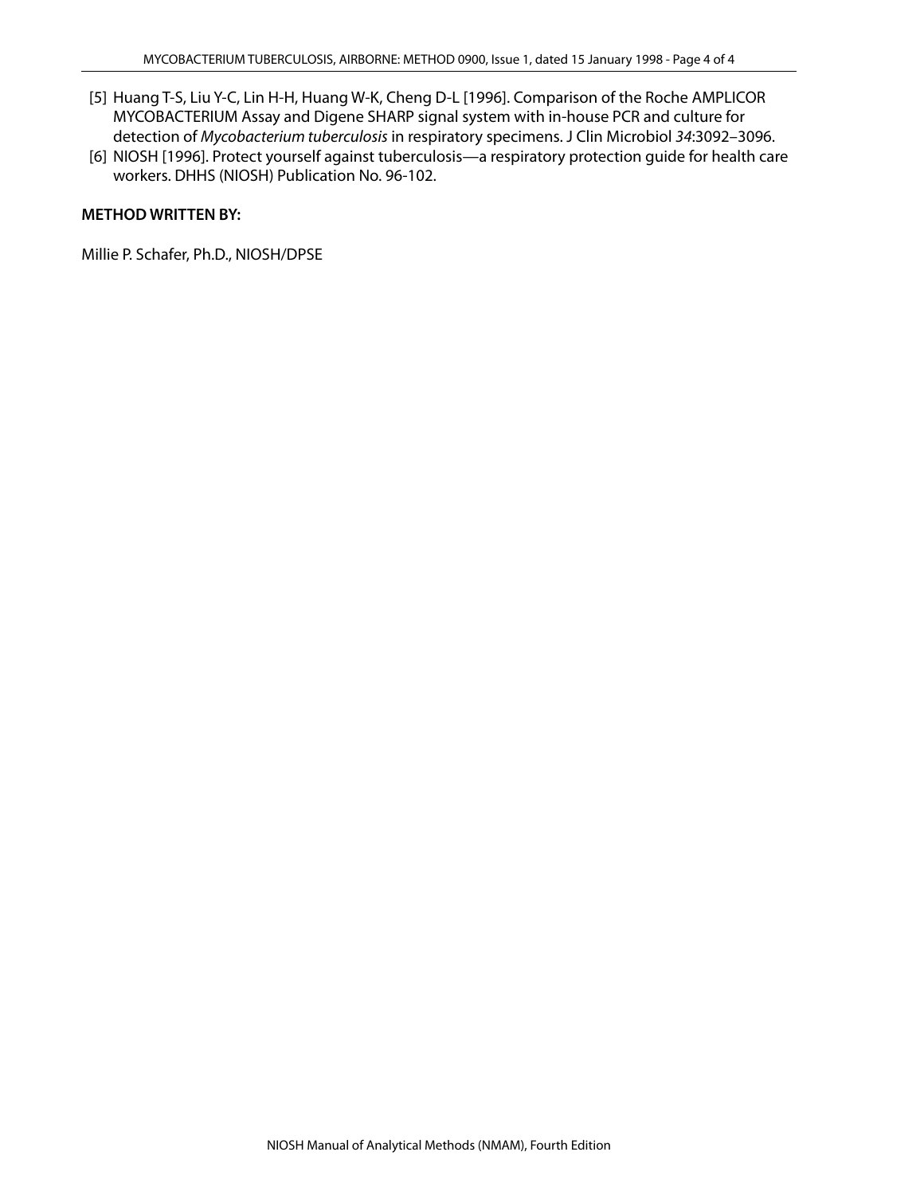[5] Huang T-S, Liu Y-C, Lin H-H, Huang W-K, Cheng D-L [1996]. Comparison of the Roche AMPLICOR MYCOBACTERIUM Assay and Digene SHARP signal system with in-house PCR and culture for detection of *Mycobacterium tuberculosis* in respiratory specimens. J Clin Microbiol *34*:3092–3096.

[6] NIOSH [1996]. Protect yourself against tuberculosis—a respiratory protection guide for health care workers. DHHS (NIOSH) Publication No. 96-102.

**METHOD WRITTEN BY:**

Millie P. Schafer, Ph.D., NIOSH/DPSE